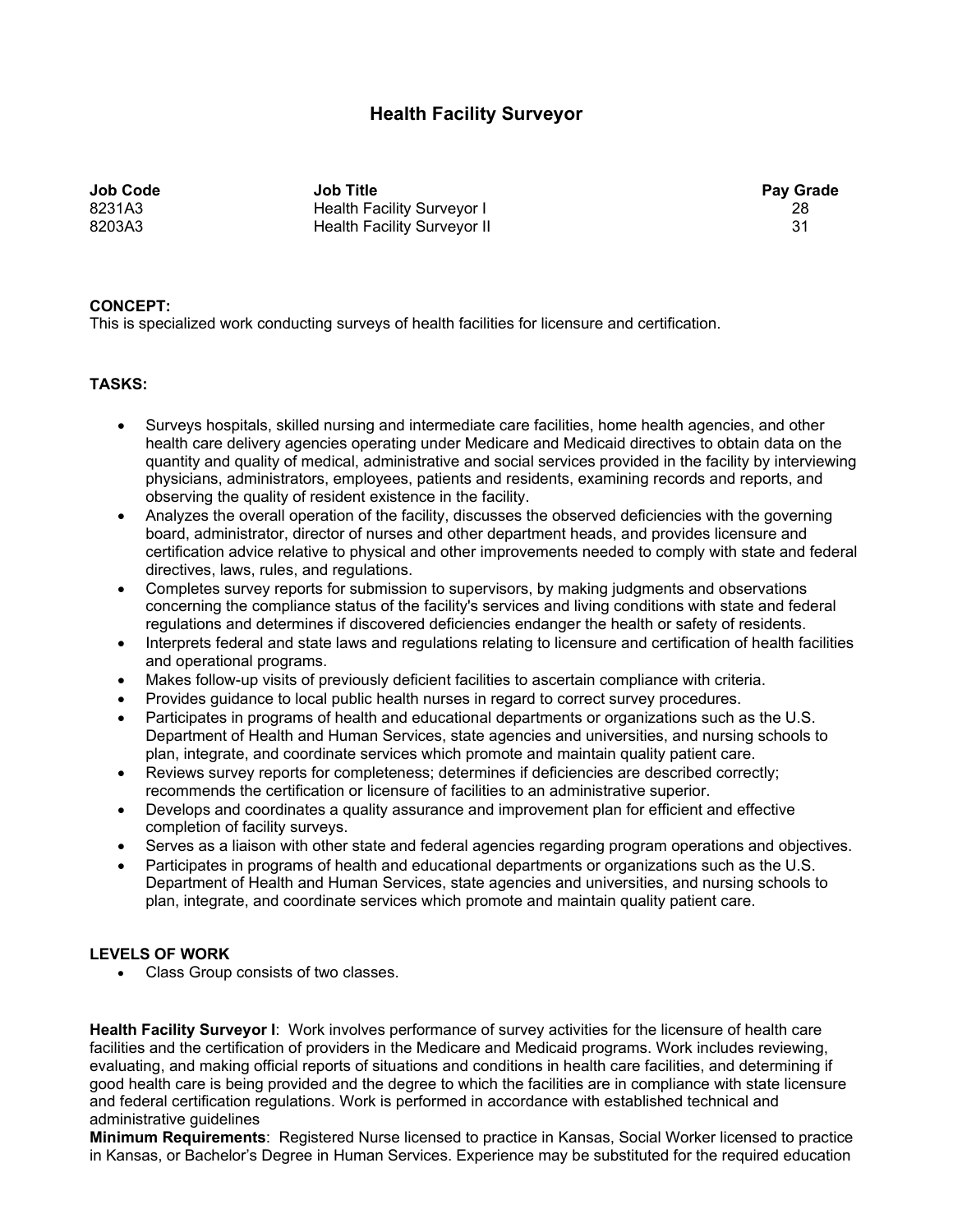# Health Facility Surveyor

| Job Code | Job Title | Pay Grade |
|---|---|---|
| 8231A3 | Health Facility Surveyor I | 28 |
| 8203A3 | Health Facility Surveyor II | 31 |

**CONCEPT:**
This is specialized work conducting surveys of health facilities for licensure and certification.

**TASKS:**

- Surveys hospitals, skilled nursing and intermediate care facilities, home health agencies, and other health care delivery agencies operating under Medicare and Medicaid directives to obtain data on the quantity and quality of medical, administrative and social services provided in the facility by interviewing physicians, administrators, employees, patients and residents, examining records and reports, and observing the quality of resident existence in the facility.
- Analyzes the overall operation of the facility, discusses the observed deficiencies with the governing board, administrator, director of nurses and other department heads, and provides licensure and certification advice relative to physical and other improvements needed to comply with state and federal directives, laws, rules, and regulations.
- Completes survey reports for submission to supervisors, by making judgments and observations concerning the compliance status of the facility's services and living conditions with state and federal regulations and determines if discovered deficiencies endanger the health or safety of residents.
- Interprets federal and state laws and regulations relating to licensure and certification of health facilities and operational programs.
- Makes follow-up visits of previously deficient facilities to ascertain compliance with criteria.
- Provides guidance to local public health nurses in regard to correct survey procedures.
- Participates in programs of health and educational departments or organizations such as the U.S. Department of Health and Human Services, state agencies and universities, and nursing schools to plan, integrate, and coordinate services which promote and maintain quality patient care.
- Reviews survey reports for completeness; determines if deficiencies are described correctly; recommends the certification or licensure of facilities to an administrative superior.
- Develops and coordinates a quality assurance and improvement plan for efficient and effective completion of facility surveys.
- Serves as a liaison with other state and federal agencies regarding program operations and objectives.
- Participates in programs of health and educational departments or organizations such as the U.S. Department of Health and Human Services, state agencies and universities, and nursing schools to plan, integrate, and coordinate services which promote and maintain quality patient care.

**LEVELS OF WORK**

- Class Group consists of two classes.

**Health Facility Surveyor I**: Work involves performance of survey activities for the licensure of health care facilities and the certification of providers in the Medicare and Medicaid programs. Work includes reviewing, evaluating, and making official reports of situations and conditions in health care facilities, and determining if good health care is being provided and the degree to which the facilities are in compliance with state licensure and federal certification regulations. Work is performed in accordance with established technical and administrative guidelines

**Minimum Requirements**: Registered Nurse licensed to practice in Kansas, Social Worker licensed to practice in Kansas, or Bachelor's Degree in Human Services. Experience may be substituted for the required education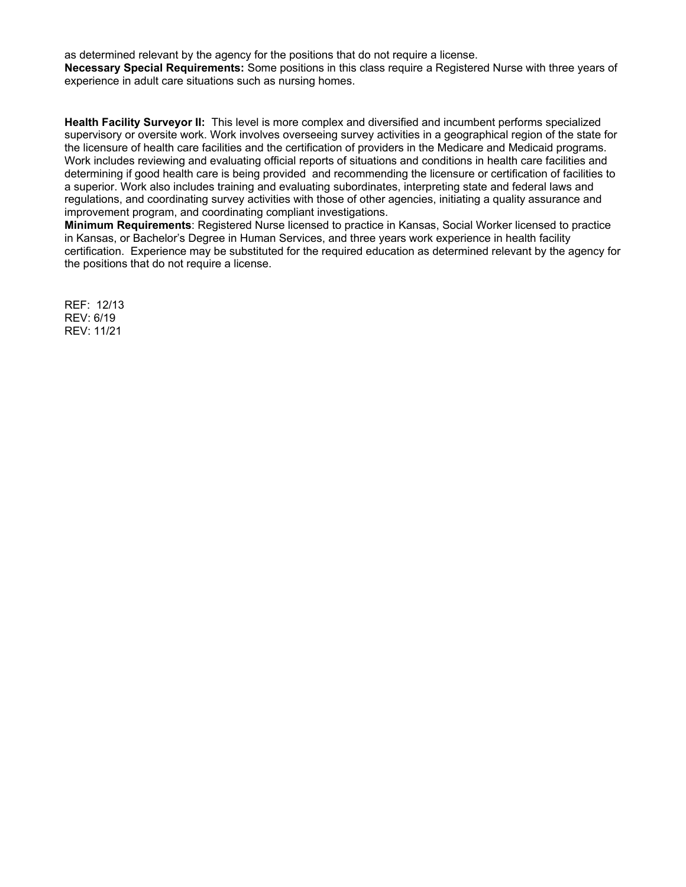as determined relevant by the agency for the positions that do not require a license.
**Necessary Special Requirements:** Some positions in this class require a Registered Nurse with three years of experience in adult care situations such as nursing homes.

**Health Facility Surveyor II:** This level is more complex and diversified and incumbent performs specialized supervisory or oversite work. Work involves overseeing survey activities in a geographical region of the state for the licensure of health care facilities and the certification of providers in the Medicare and Medicaid programs. Work includes reviewing and evaluating official reports of situations and conditions in health care facilities and determining if good health care is being provided and recommending the licensure or certification of facilities to a superior. Work also includes training and evaluating subordinates, interpreting state and federal laws and regulations, and coordinating survey activities with those of other agencies, initiating a quality assurance and improvement program, and coordinating compliant investigations.
**Minimum Requirements**: Registered Nurse licensed to practice in Kansas, Social Worker licensed to practice in Kansas, or Bachelor's Degree in Human Services, and three years work experience in health facility certification. Experience may be substituted for the required education as determined relevant by the agency for the positions that do not require a license.

REF: 12/13
REV: 6/19
REV: 11/21